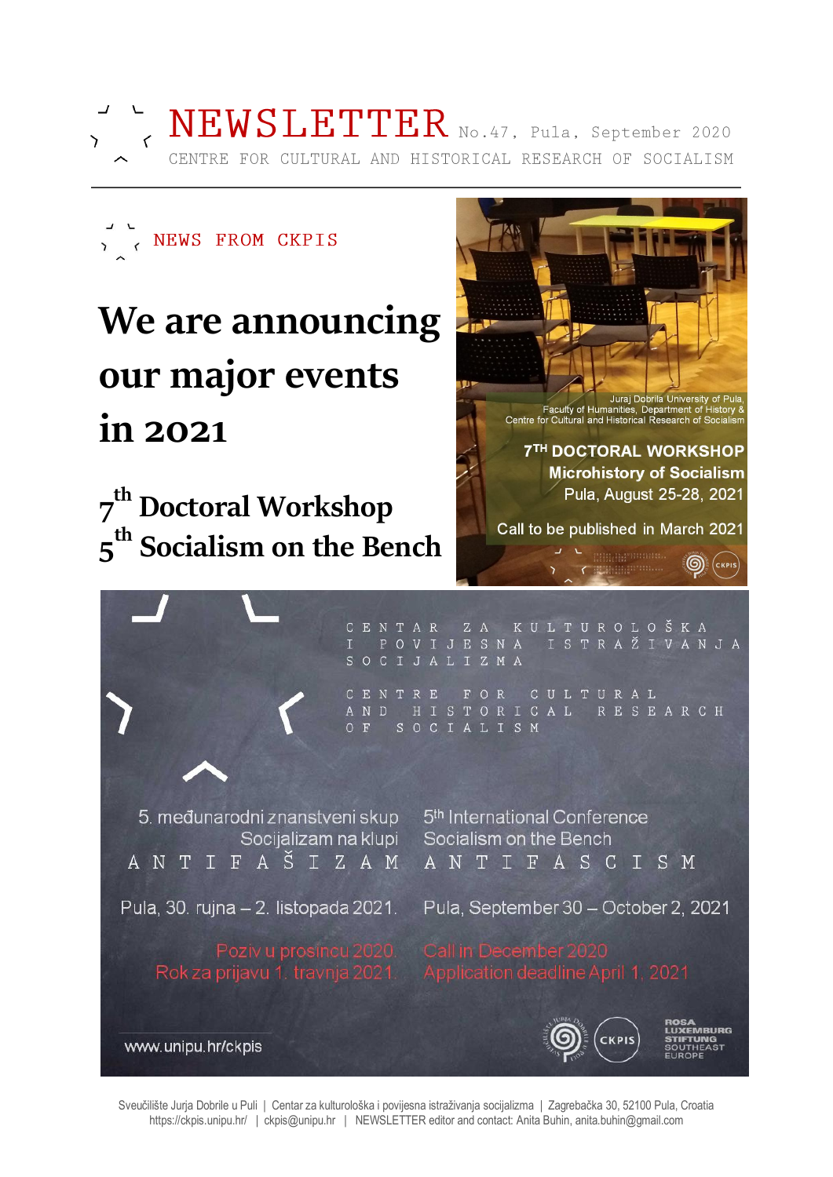# NEWSLETTER

No.47, Pula, September 2020

CENTRE FOR CULTURAL AND HISTORICAL RESEARCH OF SOCIALISM

## NEWS FROM CKPIS

# We are announcing our major events in 2021

## 7th Doctoral Workshop
## 5th Socialism on the Bench

Juraj Dobrila University of Pula, Faculty of Humanities, Department of History & Centre for Cultural and Historical Research of Socialism

**7TH DOCTORAL WORKSHOP**
**Microhistory of Socialism**
Pula, August 25-28, 2021

Call to be published in March 2021

CENTAR ZA KULTUROLOŠKA I POVIJESNA ISTRAŽIVANJA SOCIJALIZMA

CENTRE FOR CULTURAL AND HISTORICAL RESEARCH OF SOCIALISM

5. međunarodni znanstveni skup
Socijalizam na klupi
ANTIFAŠIZAM

Pula, 30. rujna – 2. listopada 2021.

Poziv u prosincu 2020.
Rok za prijavu 1. travnja 2021.

5th International Conference
Socialism on the Bench
ANTIFASCISM

Pula, September 30 – October 2, 2021

Call in December 2020
Application deadline April 1, 2021

www.unipu.hr/ckpis

CKPIS

ROSA LUXEMBURG STIFTUNG SOUTHEAST EUROPE

Sveučilište Jurja Dobrile u Puli | Centar za kulturološka i povijesna istraživanja socijalizma | Zagrebačka 30, 52100 Pula, Croatia
https://ckpis.unipu.hr/ | ckpis@unipu.hr | NEWSLETTER editor and contact: Anita Buhin, anita.buhin@gmail.com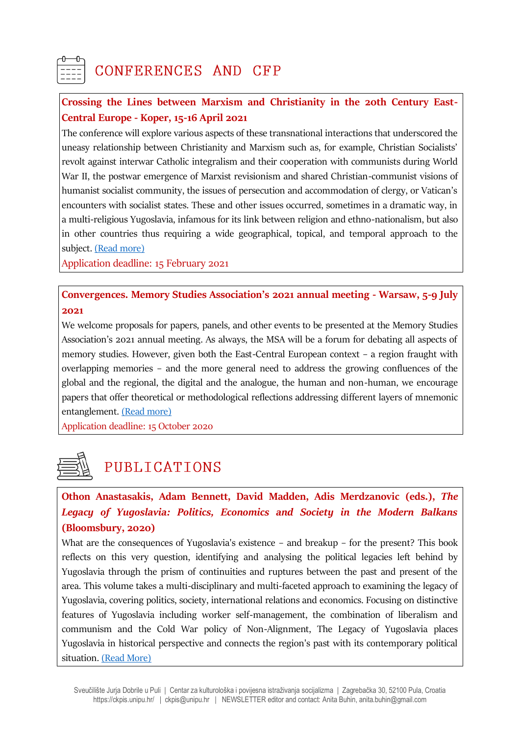# CONFERENCES AND CFP

**Crossing the Lines between Marxism and Christianity in the 20th Century East-Central Europe - Koper, 15-16 April 2021**

The conference will explore various aspects of these transnational interactions that underscored the uneasy relationship between Christianity and Marxism such as, for example, Christian Socialists' revolt against interwar Catholic integralism and their cooperation with communists during World War II, the postwar emergence of Marxist revisionism and shared Christian-communist visions of humanist socialist community, the issues of persecution and accommodation of clergy, or Vatican's encounters with socialist states. These and other issues occurred, sometimes in a dramatic way, in a multi-religious Yugoslavia, infamous for its link between religion and ethno-nationalism, but also in other countries thus requiring a wide geographical, topical, and temporal approach to the subject. (Read more)

Application deadline: 15 February 2021

**Convergences. Memory Studies Association's 2021 annual meeting - Warsaw, 5-9 July 2021**

We welcome proposals for papers, panels, and other events to be presented at the Memory Studies Association's 2021 annual meeting. As always, the MSA will be a forum for debating all aspects of memory studies. However, given both the East-Central European context – a region fraught with overlapping memories – and the more general need to address the growing confluences of the global and the regional, the digital and the analogue, the human and non-human, we encourage papers that offer theoretical or methodological reflections addressing different layers of mnemonic entanglement. (Read more)

Application deadline: 15 October 2020

# PUBLICATIONS

**Othon Anastasakis, Adam Bennett, David Madden, Adis Merdzanovic (eds.), *The Legacy of Yugoslavia: Politics, Economics and Society in the Modern Balkans* (Bloomsbury, 2020)**

What are the consequences of Yugoslavia's existence – and breakup – for the present? This book reflects on this very question, identifying and analysing the political legacies left behind by Yugoslavia through the prism of continuities and ruptures between the past and present of the area. This volume takes a multi-disciplinary and multi-faceted approach to examining the legacy of Yugoslavia, covering politics, society, international relations and economics. Focusing on distinctive features of Yugoslavia including worker self-management, the combination of liberalism and communism and the Cold War policy of Non-Alignment, The Legacy of Yugoslavia places Yugoslavia in historical perspective and connects the region's past with its contemporary political situation. (Read More)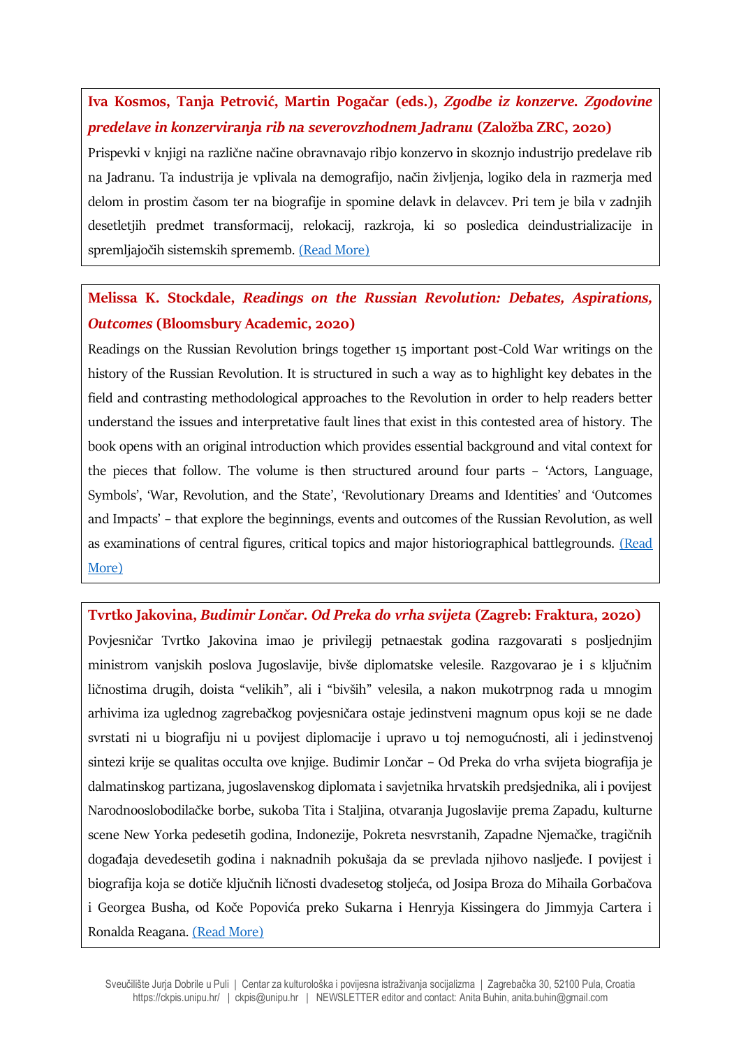**Iva Kosmos, Tanja Petrović, Martin Pogačar (eds.), *Zgodbe iz konzerve. Zgodovine predelave in konzerviranja rib na severovzhodnem Jadranu* (Založba ZRC, 2020)**

Prispevki v knjigi na različne načine obravnavajo ribjo konzervo in skoznjo industrijo predelave rib na Jadranu. Ta industrija je vplivala na demografijo, način življenja, logiko dela in razmerja med delom in prostim časom ter na biografije in spomine delavk in delavcev. Pri tem je bila v zadnjih desetletjih predmet transformacij, relokacij, razkroja, ki so posledica deindustrializacije in spremljajočih sistemskih sprememb. (Read More)

**Melissa K. Stockdale, *Readings on the Russian Revolution: Debates, Aspirations, Outcomes* (Bloomsbury Academic, 2020)**

Readings on the Russian Revolution brings together 15 important post-Cold War writings on the history of the Russian Revolution. It is structured in such a way as to highlight key debates in the field and contrasting methodological approaches to the Revolution in order to help readers better understand the issues and interpretative fault lines that exist in this contested area of history. The book opens with an original introduction which provides essential background and vital context for the pieces that follow. The volume is then structured around four parts – 'Actors, Language, Symbols', 'War, Revolution, and the State', 'Revolutionary Dreams and Identities' and 'Outcomes and Impacts' – that explore the beginnings, events and outcomes of the Russian Revolution, as well as examinations of central figures, critical topics and major historiographical battlegrounds. (Read More)

**Tvrtko Jakovina, *Budimir Lončar. Od Preka do vrha svijeta* (Zagreb: Fraktura, 2020)**

Povjesničar Tvrtko Jakovina imao je privilegij petnaestak godina razgovarati s posljednjim ministrom vanjskih poslova Jugoslavije, bivše diplomatske velesile. Razgovarao je i s ključnim ličnostima drugih, doista "velikih", ali i "bivših" velesila, a nakon mukotrpnog rada u mnogim arhivima iza uglednog zagrebačkog povjesničara ostaje jedinstveni magnum opus koji se ne dade svrstati ni u biografiju ni u povijest diplomacije i upravo u toj nemogućnosti, ali i jedinstvenoj sintezi krije se qualitas occulta ove knjige. Budimir Lončar – Od Preka do vrha svijeta biografija je dalmatinskog partizana, jugoslavenskog diplomata i savjetnika hrvatskih predsjednika, ali i povijest Narodnooslobodilačke borbe, sukoba Tita i Staljina, otvaranja Jugoslavije prema Zapadu, kulturne scene New Yorka pedesetih godina, Indonezije, Pokreta nesvrstanih, Zapadne Njemačke, tragičnih događaja devedesetih godina i naknadnih pokušaja da se prevlada njihovo nasljeđe. I povijest i biografija koja se dotiče ključnih ličnosti dvadesetog stoljeća, od Josipa Broza do Mihaila Gorbačova i Georgea Busha, od Koče Popovića preko Sukarna i Henryja Kissingera do Jimmyja Cartera i Ronalda Reagana. (Read More)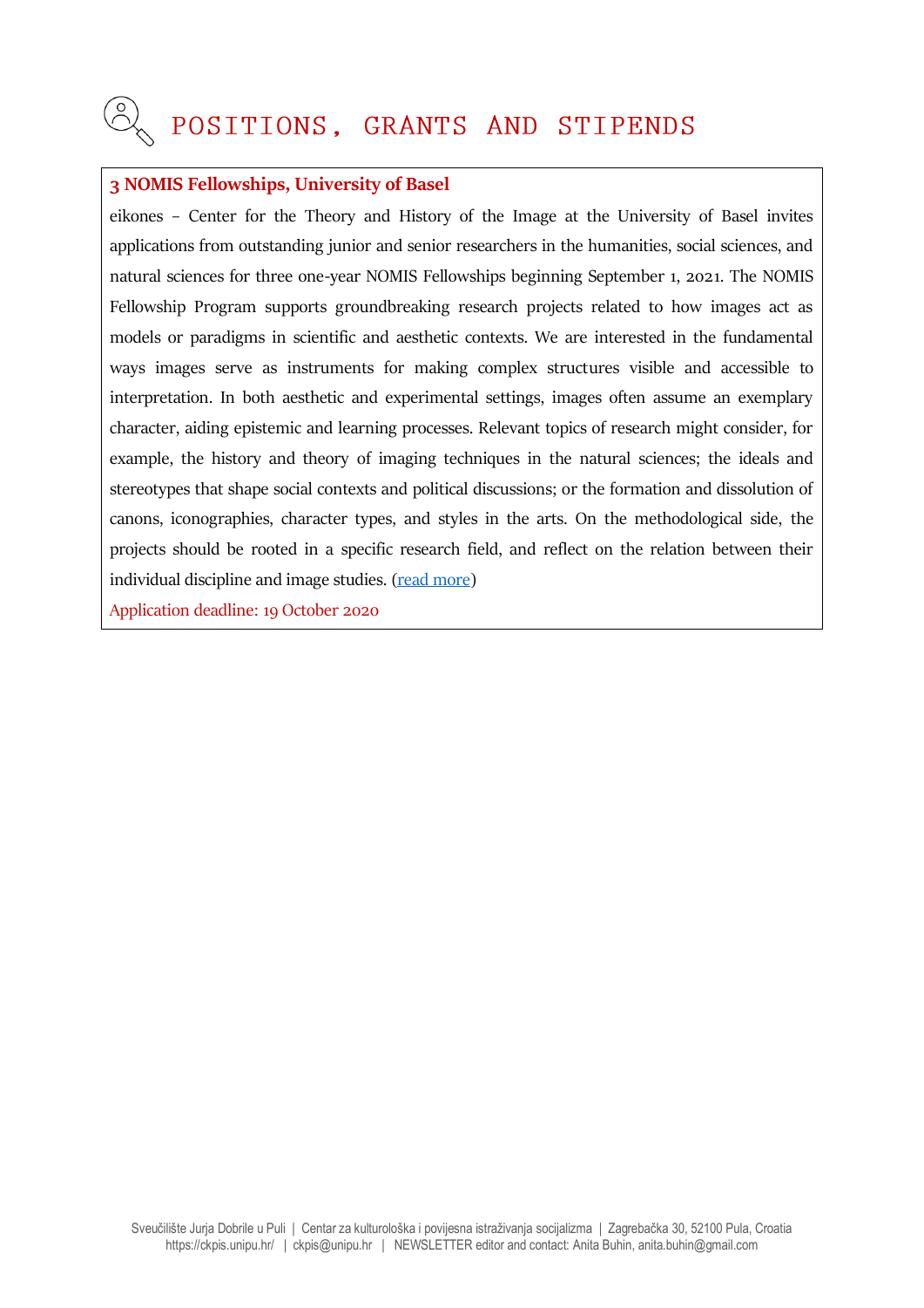# POSITIONS, GRANTS AND STIPENDS

**3 NOMIS Fellowships, University of Basel**

eikones – Center for the Theory and History of the Image at the University of Basel invites applications from outstanding junior and senior researchers in the humanities, social sciences, and natural sciences for three one-year NOMIS Fellowships beginning September 1, 2021. The NOMIS Fellowship Program supports groundbreaking research projects related to how images act as models or paradigms in scientific and aesthetic contexts. We are interested in the fundamental ways images serve as instruments for making complex structures visible and accessible to interpretation. In both aesthetic and experimental settings, images often assume an exemplary character, aiding epistemic and learning processes. Relevant topics of research might consider, for example, the history and theory of imaging techniques in the natural sciences; the ideals and stereotypes that shape social contexts and political discussions; or the formation and dissolution of canons, iconographies, character types, and styles in the arts. On the methodological side, the projects should be rooted in a specific research field, and reflect on the relation between their individual discipline and image studies. (read more)

Application deadline: 19 October 2020